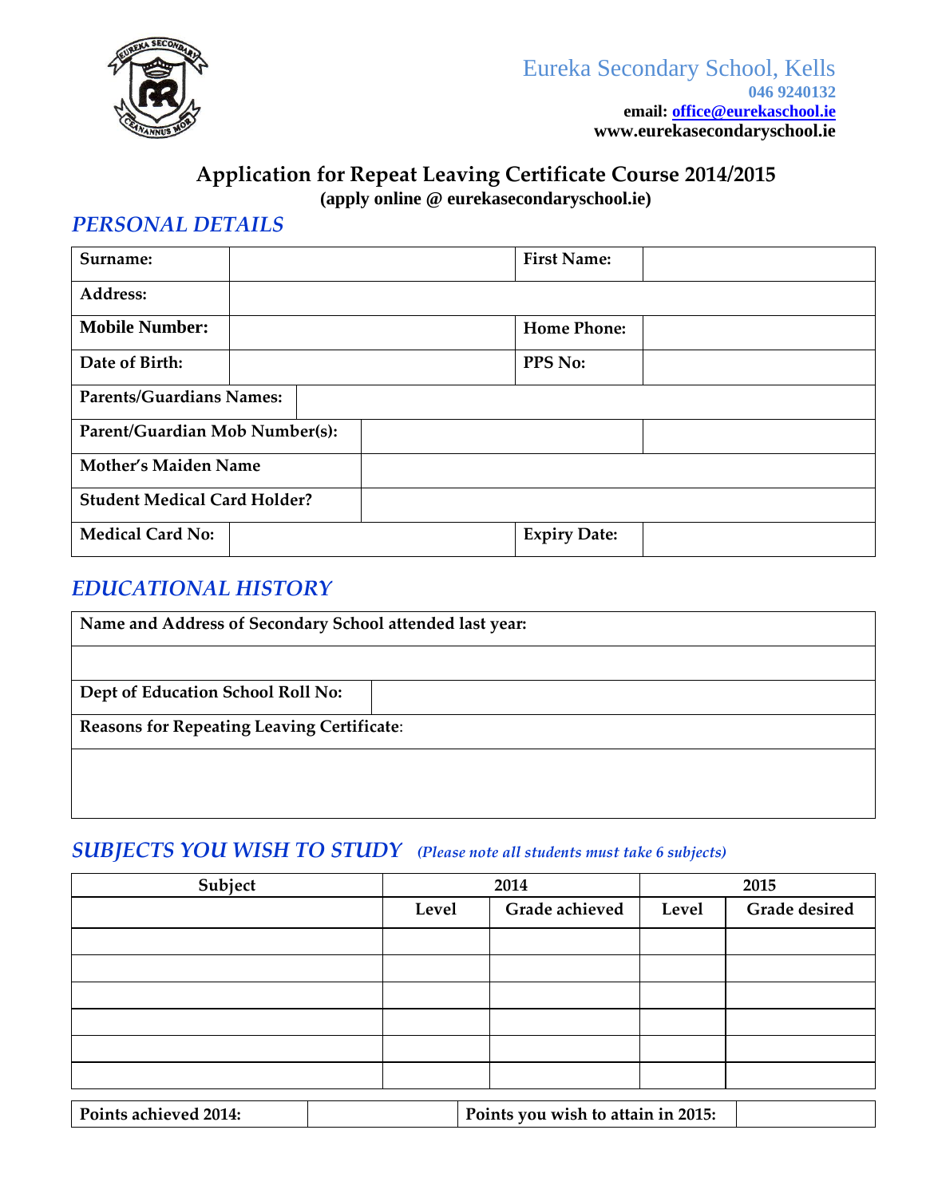Eureka Secondary School, Kells
**046 9240132**
**email: office@eurekaschool.ie**
**www.eurekasecondaryschool.ie**

## Application for Repeat Leaving Certificate Course 2014/2015

**(apply online @ eurekasecondaryschool.ie)**

## *PERSONAL DETAILS*

| | | | |
|---|---|---|---|
| **Surname:** | | **First Name:** | |
| **Address:** | | | |
| **Mobile Number:** | | **Home Phone:** | |
| **Date of Birth:** | | **PPS No:** | |
| **Parents/Guardians Names:** | | | |
| **Parent/Guardian Mob Number(s):** | | | |
| **Mother's Maiden Name** | | | |
| **Student Medical Card Holder?** | | | |
| **Medical Card No:** | | **Expiry Date:** | |

## *EDUCATIONAL HISTORY*

| | |
|---|---|
| **Name and Address of Secondary School attended last year:** | |
| | |
| **Dept of Education School Roll No:** | |
| **Reasons for Repeating Leaving Certificate:** | |
| | |

## *SUBJECTS YOU WISH TO STUDY* *(Please note all students must take 6 subjects)*

| Subject | 2014 | | 2015 | |
|---|---|---|---|---|
| | Level | Grade achieved | Level | Grade desired |
| | | | | |
| | | | | |
| | | | | |
| | | | | |
| | | | | |
| | | | | |

| | | | |
|---|---|---|---|
| **Points achieved 2014:** | | **Points you wish to attain in 2015:** | |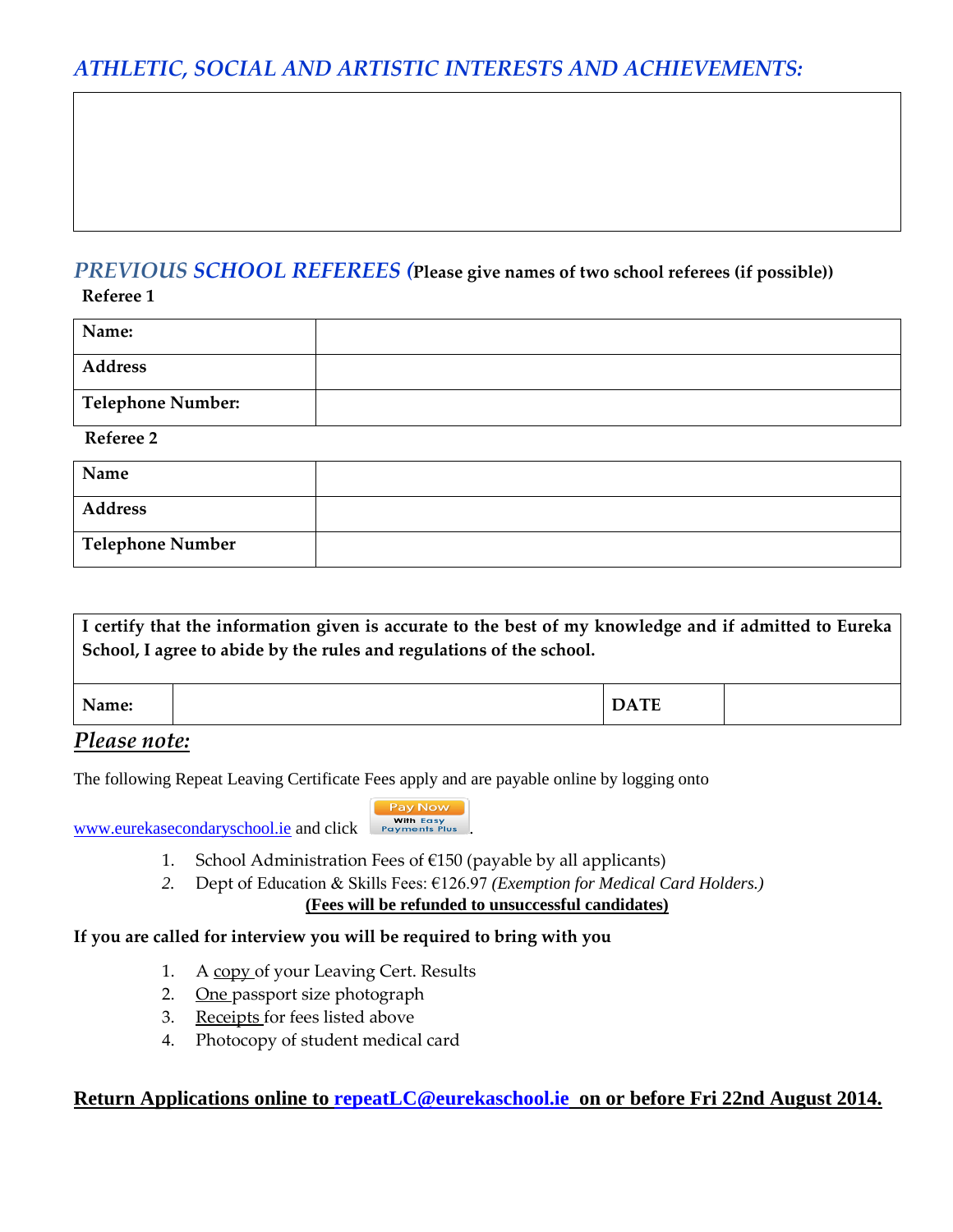## *ATHLETIC, SOCIAL AND ARTISTIC INTERESTS AND ACHIEVEMENTS:*

| |
|---|
| |

## *PREVIOUS SCHOOL REFEREES (*Please give names of two school referees (if possible))

**Referee 1**

| | |
|---|---|
| **Name:** | |
| **Address** | |
| **Telephone Number:** | |

**Referee 2**

| | |
|---|---|
| **Name** | |
| **Address** | |
| **Telephone Number** | |

| | | | |
|---|---|---|---|
| **I certify that the information given is accurate to the best of my knowledge and if admitted to Eureka School, I agree to abide by the rules and regulations of the school.** | | | |
| **Name:** | | **DATE** | |

## ***Please note:***

The following Repeat Leaving Certificate Fees apply and are payable online by logging onto

www.eurekasecondaryschool.ie and click Pay Now With Easy Payments Plus.

1. School Administration Fees of €150 (payable by all applicants)
2. Dept of Education & Skills Fees: €126.97 *(Exemption for Medical Card Holders.)*

**(Fees will be refunded to unsuccessful candidates)**

**If you are called for interview you will be required to bring with you**

1. A copy of your Leaving Cert. Results
2. One passport size photograph
3. Receipts for fees listed above
4. Photocopy of student medical card

**Return Applications online to repeatLC@eurekaschool.ie on or before Fri 22nd August 2014.**